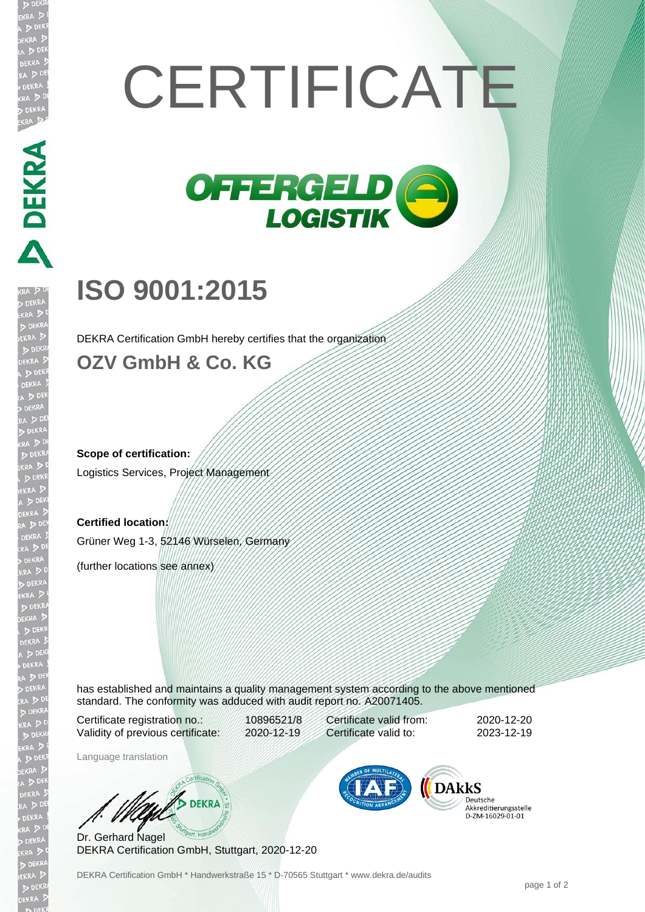# CERTIFICATE

OFFERGELD LOGISTIK

## ISO 9001:2015

DEKRA Certification GmbH hereby certifies that the organization

### OZV GmbH & Co. KG

**Scope of certification:**

Logistics Services, Project Management

**Certified location:**

Grüner Weg 1-3, 52146 Würselen, Germany

(further locations see annex)

has established and maintains a quality management system according to the above mentioned standard. The conformity was adduced with audit report no. A20071405.

| | | | |
|---|---|---|---|
| Certificate registration no.: | 10896521/8 | Certificate valid from: | 2020-12-20 |
| Validity of previous certificate: | 2020-12-19 | Certificate valid to: | 2023-12-19 |

Language translation

Dr. Gerhard Nagel
DEKRA Certification GmbH, Stuttgart, 2020-12-20

DAkkS Deutsche Akkreditierungsstelle D-ZM-16029-01-01

DEKRA Certification GmbH * Handwerkstraße 15 * D-70565 Stuttgart * www.dekra.de/audits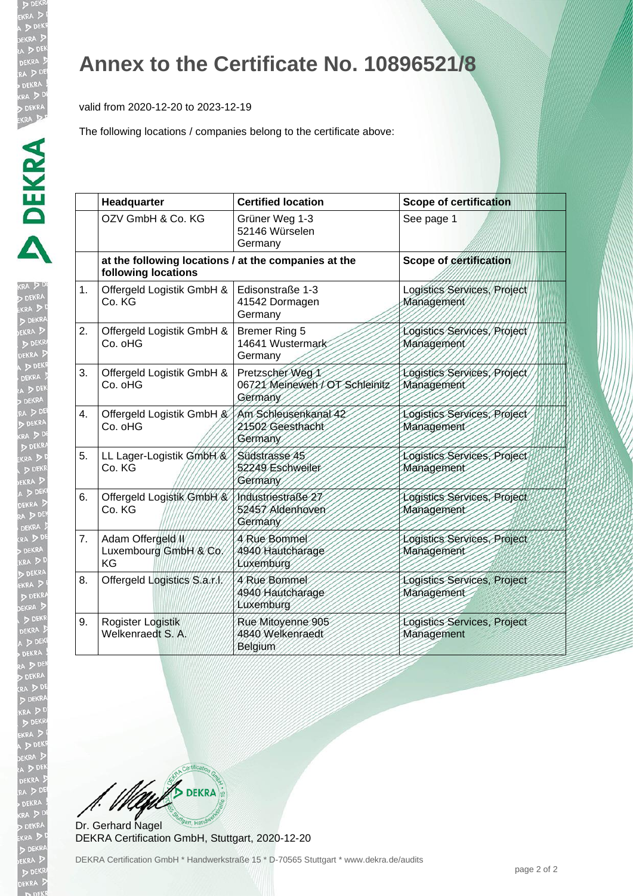# Annex to the Certificate No. 10896521/8

valid from 2020-12-20 to 2023-12-19

The following locations / companies belong to the certificate above:

| | Headquarter | Certified location | Scope of certification |
|---|---|---|---|
| | OZV GmbH & Co. KG | Grüner Weg 1-3<br>52146 Würselen<br>Germany | See page 1 |
| | **at the following locations / at the companies at the following locations** | | **Scope of certification** |
| 1. | Offergeld Logistik GmbH & Co. KG | Edisonstraße 1-3<br>41542 Dormagen<br>Germany | Logistics Services, Project Management |
| 2. | Offergeld Logistik GmbH & Co. oHG | Bremer Ring 5<br>14641 Wustermark<br>Germany | Logistics Services, Project Management |
| 3. | Offergeld Logistik GmbH & Co. oHG | Pretzscher Weg 1<br>06721 Meineweh / OT Schleinitz<br>Germany | Logistics Services, Project Management |
| 4. | Offergeld Logistik GmbH & Co. oHG | Am Schleusenkanal 42<br>21502 Geesthacht<br>Germany | Logistics Services, Project Management |
| 5. | LL Lager-Logistik GmbH & Co. KG | Südstrasse 45<br>52249 Eschweiler<br>Germany | Logistics Services, Project Management |
| 6. | Offergeld Logistik GmbH & Co. KG | Industriestraße 27<br>52457 Aldenhoven<br>Germany | Logistics Services, Project Management |
| 7. | Adam Offergeld II Luxembourg GmbH & Co. KG | 4 Rue Bommel<br>4940 Hautcharage<br>Luxemburg | Logistics Services, Project Management |
| 8. | Offergeld Logistics S.a.r.l. | 4 Rue Bommel<br>4940 Hautcharage<br>Luxemburg | Logistics Services, Project Management |
| 9. | Register Logistik Welkenraedt S. A. | Rue Mitoyenne 905<br>4840 Welkenraedt<br>Belgium | Logistics Services, Project Management |

Dr. Gerhard Nagel
DEKRA Certification GmbH, Stuttgart, 2020-12-20

DEKRA Certification GmbH * Handwerkstraße 15 * D-70565 Stuttgart * www.dekra.de/audits